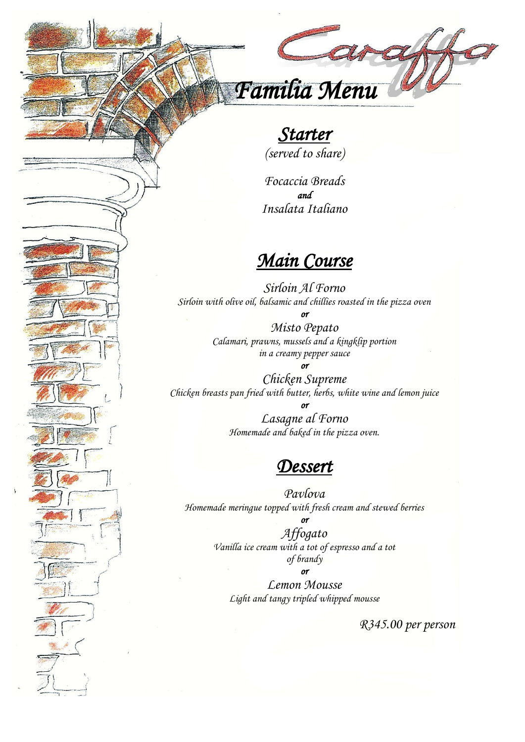# Caraffa

## *Familia Menu*

### *Starter*

*(served to share)*

*Focaccia Breads*
***and***
*Insalata Italiano*

### *Main Course*

*Sirloin Al Forno*
*Sirloin with olive oil, balsamic and chillies roasted in the pizza oven*
***or***
*Misto Pepato*
*Calamari, prawns, mussels and a kingklip portion in a creamy pepper sauce*
***or***
*Chicken Supreme*
*Chicken breasts pan fried with butter, herbs, white wine and lemon juice*
***or***
*Lasagne al Forno*
*Homemade and baked in the pizza oven.*

### *Dessert*

*Pavlova*
*Homemade meringue topped with fresh cream and stewed berries*
***or***
*Affogato*
*Vanilla ice cream with a tot of espresso and a tot of brandy*
***or***
*Lemon Mousse*
*Light and tangy tripled whipped mousse*

*R345.00 per person*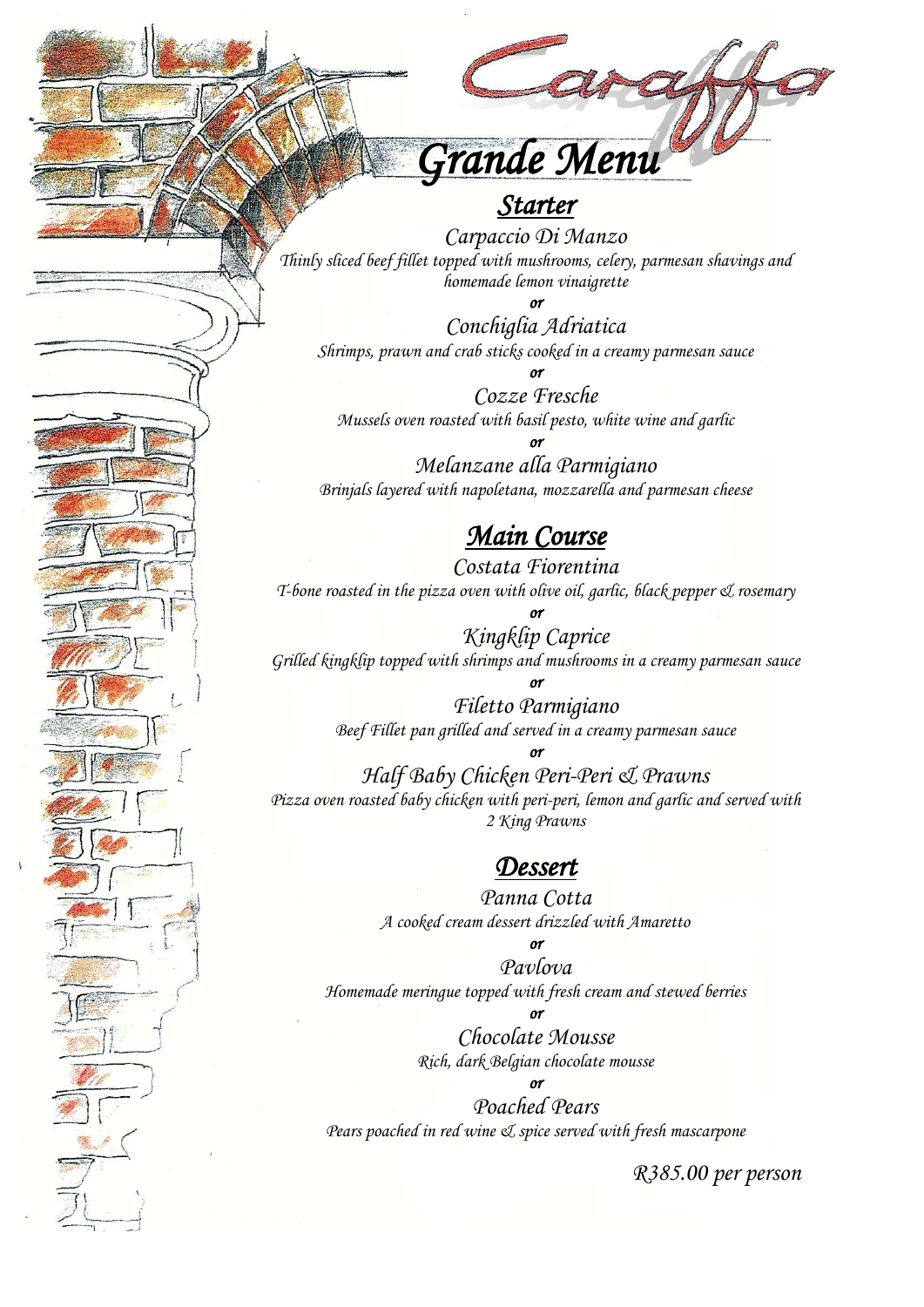Caraffa

# Grande Menu

## Starter

**Carpaccio Di Manzo**
*Thinly sliced beef fillet topped with mushrooms, celery, parmesan shavings and homemade lemon vinaigrette*

*or*

**Conchiglia Adriatica**
*Shrimps, prawn and crab sticks cooked in a creamy parmesan sauce*

*or*

**Cozze Fresche**
*Mussels oven roasted with basil pesto, white wine and garlic*

*or*

**Melanzane alla Parmigiano**
*Brinjals layered with napoletana, mozzarella and parmesan cheese*

## Main Course

**Costata Fiorentina**
*T-bone roasted in the pizza oven with olive oil, garlic, black pepper & rosemary*

*or*

**Kingklip Caprice**
*Grilled kingklip topped with shrimps and mushrooms in a creamy parmesan sauce*

*or*

**Filetto Parmigiano**
*Beef Fillet pan grilled and served in a creamy parmesan sauce*

*or*

**Half Baby Chicken Peri-Peri & Prawns**
*Pizza oven roasted baby chicken with peri-peri, lemon and garlic and served with 2 King Prawns*

## Dessert

**Panna Cotta**
*A cooked cream dessert drizzled with Amaretto*

*or*

**Pavlova**
*Homemade meringue topped with fresh cream and stewed berries*

*or*

**Chocolate Mousse**
*Rich, dark Belgian chocolate mousse*

*or*

**Poached Pears**
*Pears poached in red wine & spice served with fresh mascarpone*

*R385.00 per person*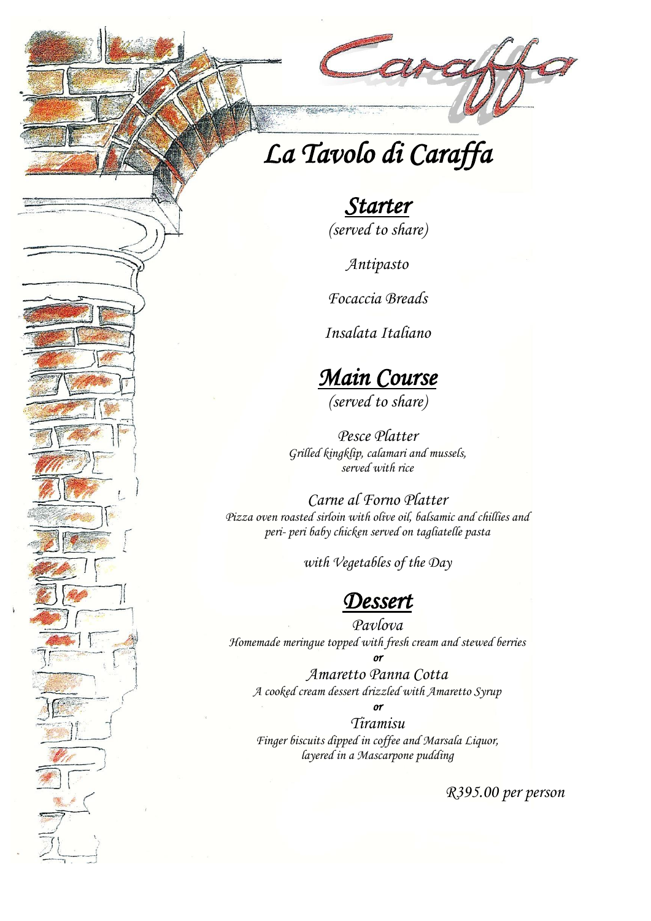Caraffa

# La Tavolo di Caraffa

## Starter

*(served to share)*

*Antipasto*

*Focaccia Breads*

*Insalata Italiano*

## Main Course

*(served to share)*

*Pesce Platter*
*Grilled kingklip, calamari and mussels, served with rice*

*Carne al Forno Platter*
*Pizza oven roasted sirloin with olive oil, balsamic and chillies and peri- peri baby chicken served on tagliatelle pasta*

*with Vegetables of the Day*

## Dessert

*Pavlova*
*Homemade meringue topped with fresh cream and stewed berries*

***or***

*Amaretto Panna Cotta*
*A cooked cream dessert drizzled with Amaretto Syrup*

***or***

*Tiramisu*
*Finger biscuits dipped in coffee and Marsala Liquor, layered in a Mascarpone pudding*

*R395.00 per person*